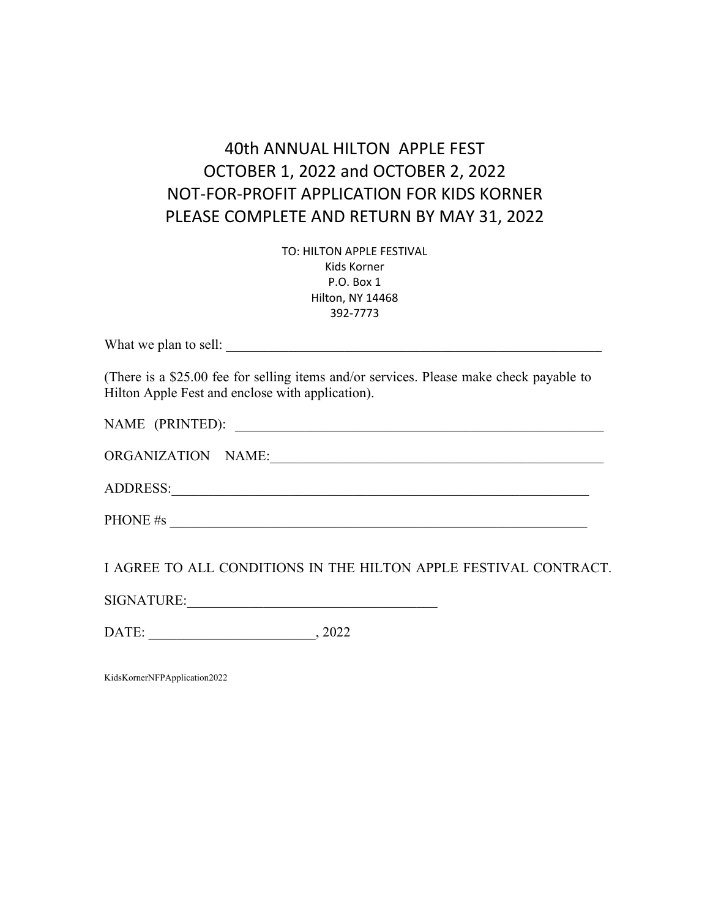# 40th ANNUAL HILTON APPLE FEST
# OCTOBER 1, 2022 and OCTOBER 2, 2022
# NOT-FOR-PROFIT APPLICATION FOR KIDS KORNER
# PLEASE COMPLETE AND RETURN BY MAY 31, 2022

TO: HILTON APPLE FESTIVAL
Kids Korner
P.O. Box 1
Hilton, NY 14468
392-7773

What we plan to sell: ____________________________________________________________

(There is a $25.00 fee for selling items and/or services. Please make check payable to Hilton Apple Fest and enclose with application).

NAME (PRINTED): ____________________________________________________________

ORGANIZATION NAME:______________________________________________________

ADDRESS:________________________________________________________________

PHONE #s ________________________________________________________________

I AGREE TO ALL CONDITIONS IN THE HILTON APPLE FESTIVAL CONTRACT.

SIGNATURE:____________________________________

DATE: ________________________, 2022

KidsKornerNFPApplication2022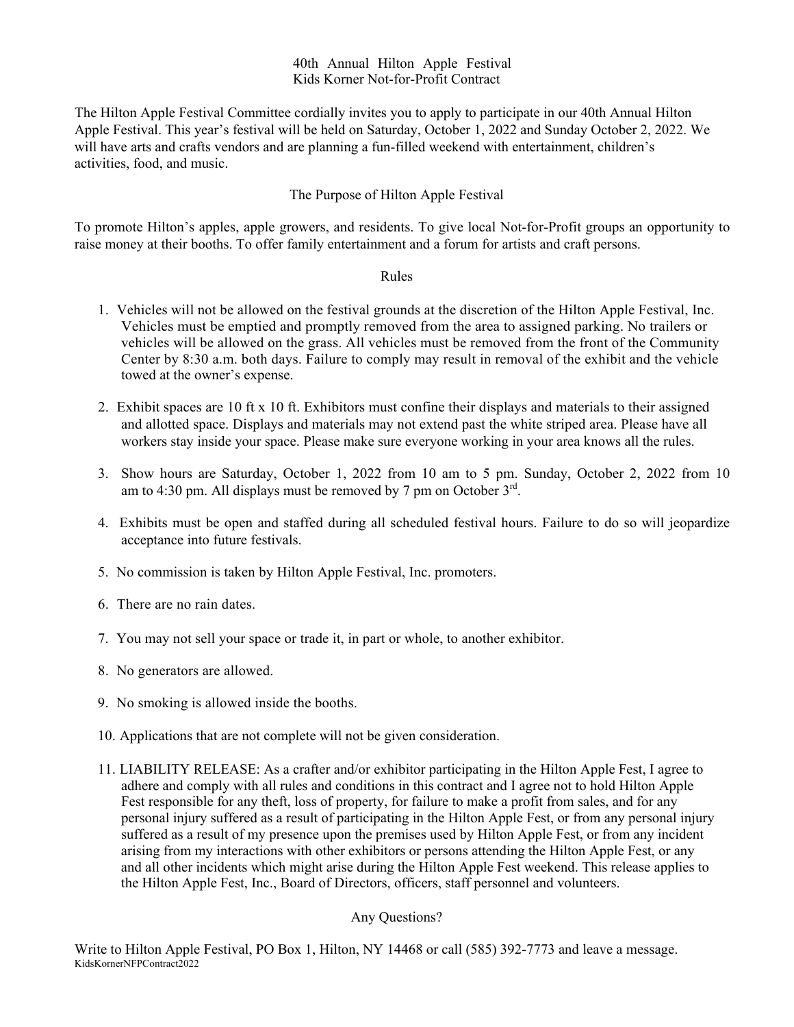# 40th Annual Hilton Apple Festival
## Kids Korner Not-for-Profit Contract

The Hilton Apple Festival Committee cordially invites you to apply to participate in our 40th Annual Hilton Apple Festival. This year's festival will be held on Saturday, October 1, 2022 and Sunday October 2, 2022. We will have arts and crafts vendors and are planning a fun-filled weekend with entertainment, children's activities, food, and music.

## The Purpose of Hilton Apple Festival

To promote Hilton's apples, apple growers, and residents. To give local Not-for-Profit groups an opportunity to raise money at their booths. To offer family entertainment and a forum for artists and craft persons.

## Rules

1. Vehicles will not be allowed on the festival grounds at the discretion of the Hilton Apple Festival, Inc. Vehicles must be emptied and promptly removed from the area to assigned parking. No trailers or vehicles will be allowed on the grass. All vehicles must be removed from the front of the Community Center by 8:30 a.m. both days. Failure to comply may result in removal of the exhibit and the vehicle towed at the owner's expense.

2. Exhibit spaces are 10 ft x 10 ft. Exhibitors must confine their displays and materials to their assigned and allotted space. Displays and materials may not extend past the white striped area. Please have all workers stay inside your space. Please make sure everyone working in your area knows all the rules.

3. Show hours are Saturday, October 1, 2022 from 10 am to 5 pm. Sunday, October 2, 2022 from 10 am to 4:30 pm. All displays must be removed by 7 pm on October 3rd.

4. Exhibits must be open and staffed during all scheduled festival hours. Failure to do so will jeopardize acceptance into future festivals.

5. No commission is taken by Hilton Apple Festival, Inc. promoters.

6. There are no rain dates.

7. You may not sell your space or trade it, in part or whole, to another exhibitor.

8. No generators are allowed.

9. No smoking is allowed inside the booths.

10. Applications that are not complete will not be given consideration.

11. LIABILITY RELEASE: As a crafter and/or exhibitor participating in the Hilton Apple Fest, I agree to adhere and comply with all rules and conditions in this contract and I agree not to hold Hilton Apple Fest responsible for any theft, loss of property, for failure to make a profit from sales, and for any personal injury suffered as a result of participating in the Hilton Apple Fest, or from any personal injury suffered as a result of my presence upon the premises used by Hilton Apple Fest, or from any incident arising from my interactions with other exhibitors or persons attending the Hilton Apple Fest, or any and all other incidents which might arise during the Hilton Apple Fest weekend. This release applies to the Hilton Apple Fest, Inc., Board of Directors, officers, staff personnel and volunteers.

## Any Questions?

Write to Hilton Apple Festival, PO Box 1, Hilton, NY 14468 or call (585) 392-7773 and leave a message.

KidsKornerNFPContract2022